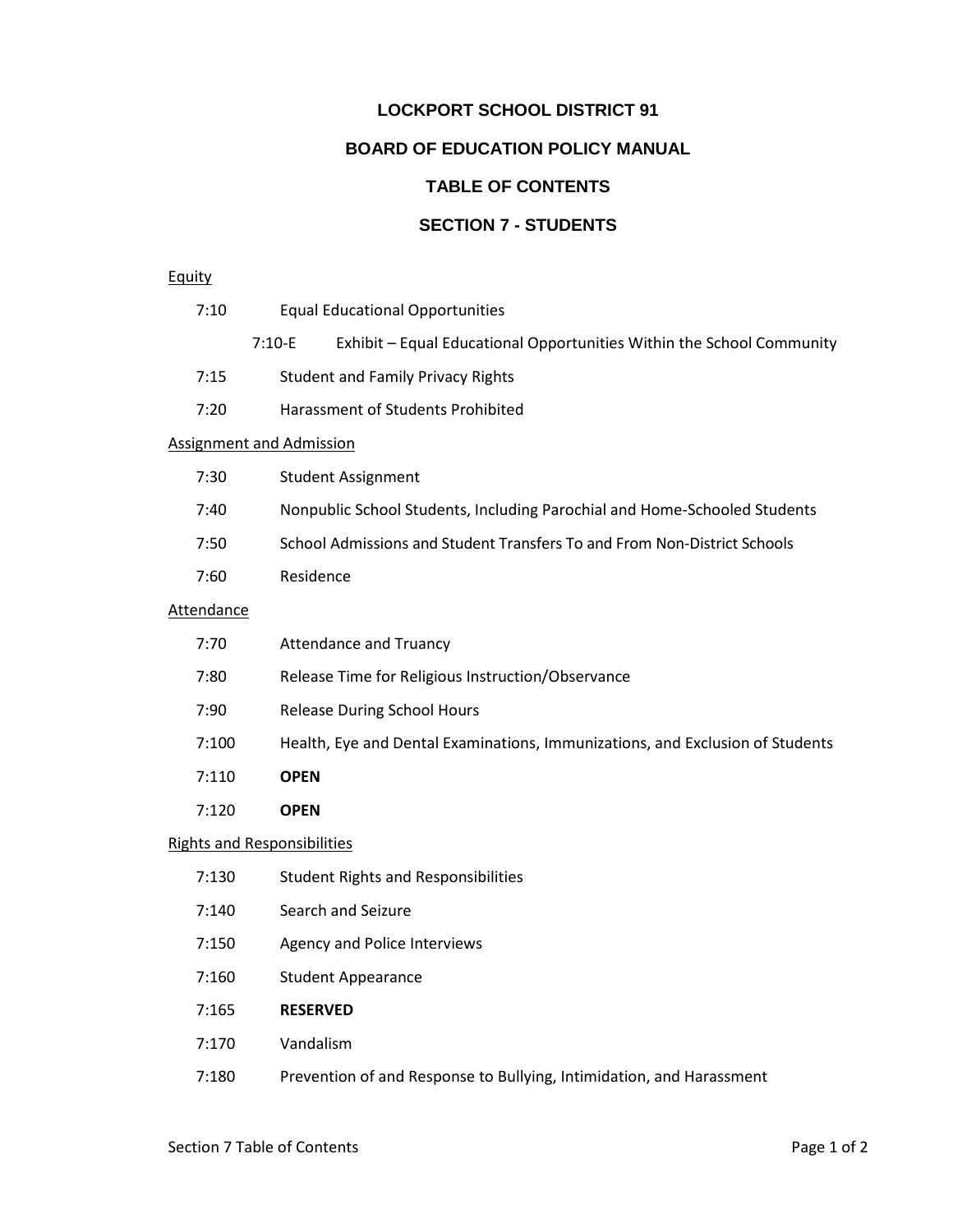# LOCKPORT SCHOOL DISTRICT 91

## BOARD OF EDUCATION POLICY MANUAL

## TABLE OF CONTENTS

## SECTION 7 - STUDENTS

Equity

| | |
|---|---|
| 7:10 | Equal Educational Opportunities |
| 7:10-E | Exhibit – Equal Educational Opportunities Within the School Community |
| 7:15 | Student and Family Privacy Rights |
| 7:20 | Harassment of Students Prohibited |

Assignment and Admission

| | |
|---|---|
| 7:30 | Student Assignment |
| 7:40 | Nonpublic School Students, Including Parochial and Home-Schooled Students |
| 7:50 | School Admissions and Student Transfers To and From Non-District Schools |
| 7:60 | Residence |

Attendance

| | |
|---|---|
| 7:70 | Attendance and Truancy |
| 7:80 | Release Time for Religious Instruction/Observance |
| 7:90 | Release During School Hours |
| 7:100 | Health, Eye and Dental Examinations, Immunizations, and Exclusion of Students |
| 7:110 | **OPEN** |
| 7:120 | **OPEN** |

Rights and Responsibilities

| | |
|---|---|
| 7:130 | Student Rights and Responsibilities |
| 7:140 | Search and Seizure |
| 7:150 | Agency and Police Interviews |
| 7:160 | Student Appearance |
| 7:165 | **RESERVED** |
| 7:170 | Vandalism |
| 7:180 | Prevention of and Response to Bullying, Intimidation, and Harassment |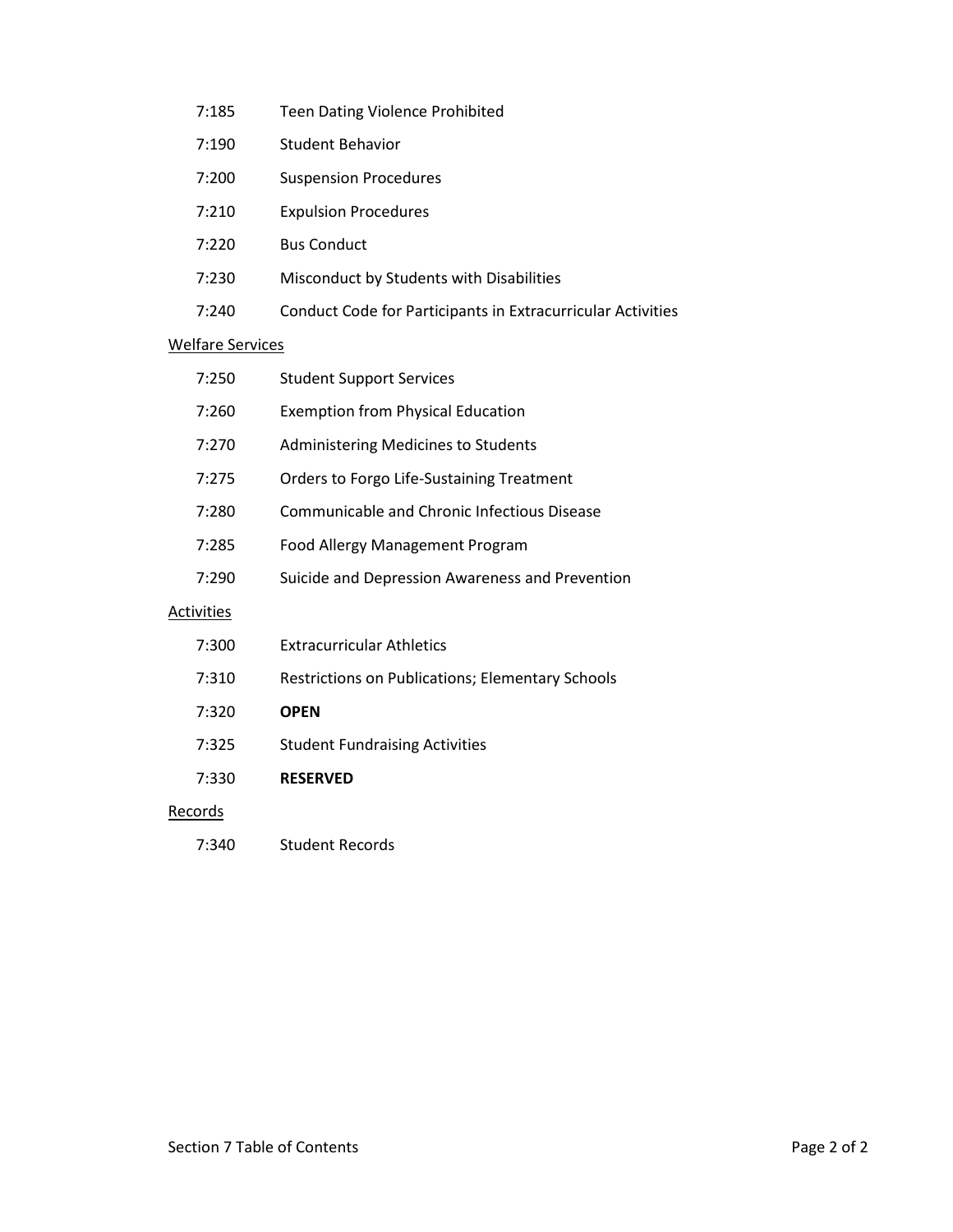| | |
|---|---|
| 7:185 | Teen Dating Violence Prohibited |
| 7:190 | Student Behavior |
| 7:200 | Suspension Procedures |
| 7:210 | Expulsion Procedures |
| 7:220 | Bus Conduct |
| 7:230 | Misconduct by Students with Disabilities |
| 7:240 | Conduct Code for Participants in Extracurricular Activities |

<u>Welfare Services</u>

| | |
|---|---|
| 7:250 | Student Support Services |
| 7:260 | Exemption from Physical Education |
| 7:270 | Administering Medicines to Students |
| 7:275 | Orders to Forgo Life-Sustaining Treatment |
| 7:280 | Communicable and Chronic Infectious Disease |
| 7:285 | Food Allergy Management Program |
| 7:290 | Suicide and Depression Awareness and Prevention |

<u>Activities</u>

| | |
|---|---|
| 7:300 | Extracurricular Athletics |
| 7:310 | Restrictions on Publications; Elementary Schools |
| 7:320 | **OPEN** |
| 7:325 | Student Fundraising Activities |
| 7:330 | **RESERVED** |

<u>Records</u>

| | |
|---|---|
| 7:340 | Student Records |